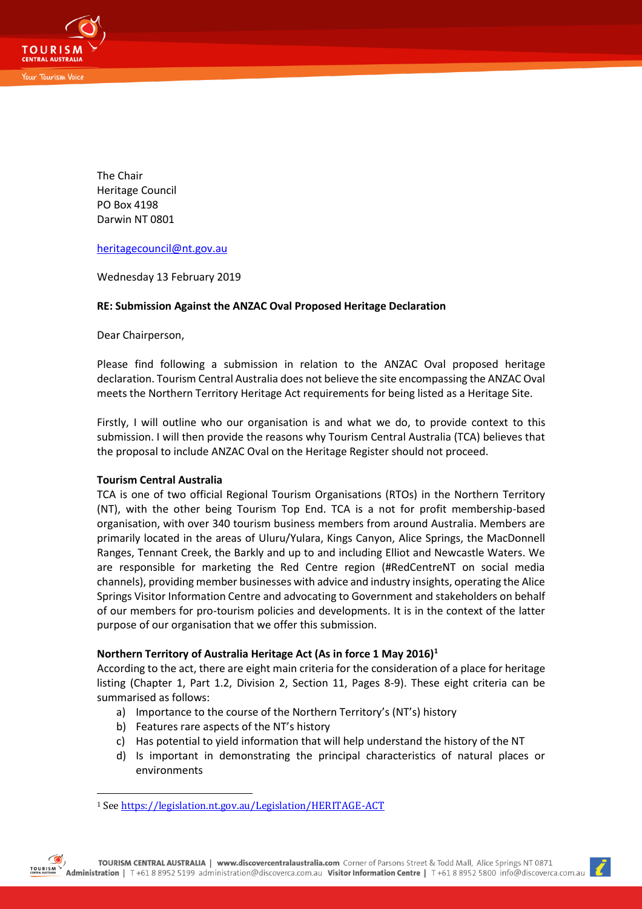The Chair
Heritage Council
PO Box 4198
Darwin NT 0801

heritagecouncil@nt.gov.au

Wednesday 13 February 2019

**RE: Submission Against the ANZAC Oval Proposed Heritage Declaration**

Dear Chairperson,

Please find following a submission in relation to the ANZAC Oval proposed heritage declaration. Tourism Central Australia does not believe the site encompassing the ANZAC Oval meets the Northern Territory Heritage Act requirements for being listed as a Heritage Site.

Firstly, I will outline who our organisation is and what we do, to provide context to this submission. I will then provide the reasons why Tourism Central Australia (TCA) believes that the proposal to include ANZAC Oval on the Heritage Register should not proceed.

**Tourism Central Australia**

TCA is one of two official Regional Tourism Organisations (RTOs) in the Northern Territory (NT), with the other being Tourism Top End. TCA is a not for profit membership-based organisation, with over 340 tourism business members from around Australia. Members are primarily located in the areas of Uluru/Yulara, Kings Canyon, Alice Springs, the MacDonnell Ranges, Tennant Creek, the Barkly and up to and including Elliot and Newcastle Waters. We are responsible for marketing the Red Centre region (#RedCentreNT on social media channels), providing member businesses with advice and industry insights, operating the Alice Springs Visitor Information Centre and advocating to Government and stakeholders on behalf of our members for pro-tourism policies and developments. It is in the context of the latter purpose of our organisation that we offer this submission.

**Northern Territory of Australia Heritage Act (As in force 1 May 2016)[1]**

According to the act, there are eight main criteria for the consideration of a place for heritage listing (Chapter 1, Part 1.2, Division 2, Section 11, Pages 8-9). These eight criteria can be summarised as follows:

a) Importance to the course of the Northern Territory's (NT's) history
b) Features rare aspects of the NT's history
c) Has potential to yield information that will help understand the history of the NT
d) Is important in demonstrating the principal characteristics of natural places or environments

[1] See https://legislation.nt.gov.au/Legislation/HERITAGE-ACT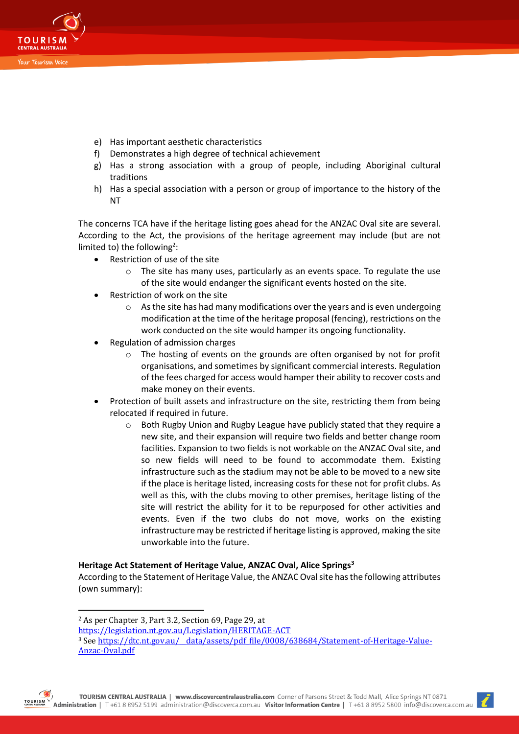e) Has important aesthetic characteristics
f) Demonstrates a high degree of technical achievement
g) Has a strong association with a group of people, including Aboriginal cultural traditions
h) Has a special association with a person or group of importance to the history of the NT

The concerns TCA have if the heritage listing goes ahead for the ANZAC Oval site are several. According to the Act, the provisions of the heritage agreement may include (but are not limited to) the following[2]:

- Restriction of use of the site
  - The site has many uses, particularly as an events space. To regulate the use of the site would endanger the significant events hosted on the site.
- Restriction of work on the site
  - As the site has had many modifications over the years and is even undergoing modification at the time of the heritage proposal (fencing), restrictions on the work conducted on the site would hamper its ongoing functionality.
- Regulation of admission charges
  - The hosting of events on the grounds are often organised by not for profit organisations, and sometimes by significant commercial interests. Regulation of the fees charged for access would hamper their ability to recover costs and make money on their events.
- Protection of built assets and infrastructure on the site, restricting them from being relocated if required in future.
  - Both Rugby Union and Rugby League have publicly stated that they require a new site, and their expansion will require two fields and better change room facilities. Expansion to two fields is not workable on the ANZAC Oval site, and so new fields will need to be found to accommodate them. Existing infrastructure such as the stadium may not be able to be moved to a new site if the place is heritage listed, increasing costs for these not for profit clubs. As well as this, with the clubs moving to other premises, heritage listing of the site will restrict the ability for it to be repurposed for other activities and events. Even if the two clubs do not move, works on the existing infrastructure may be restricted if heritage listing is approved, making the site unworkable into the future.

**Heritage Act Statement of Heritage Value, ANZAC Oval, Alice Springs[3]**
According to the Statement of Heritage Value, the ANZAC Oval site has the following attributes (own summary):

---

[2] As per Chapter 3, Part 3.2, Section 69, Page 29, at https://legislation.nt.gov.au/Legislation/HERITAGE-ACT

[3] See https://dtc.nt.gov.au/__data/assets/pdf_file/0008/638684/Statement-of-Heritage-Value-Anzac-Oval.pdf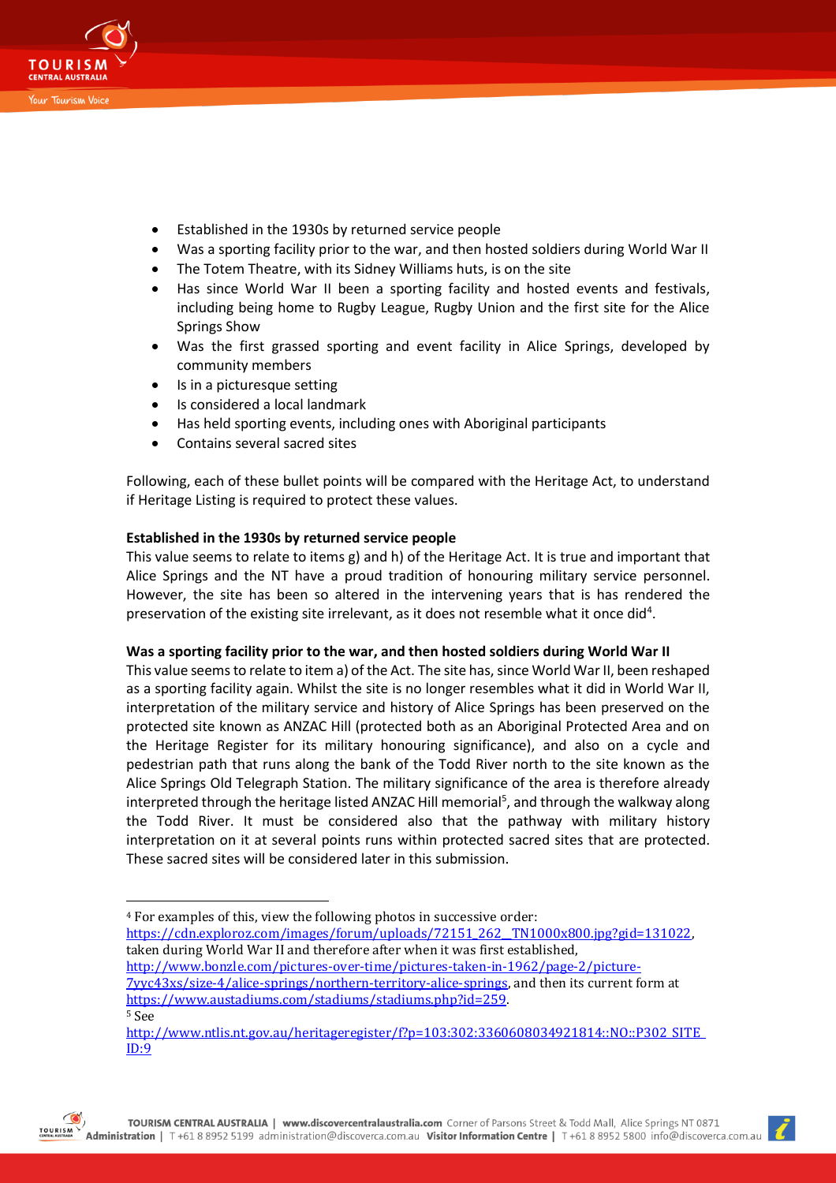- Established in the 1930s by returned service people
- Was a sporting facility prior to the war, and then hosted soldiers during World War II
- The Totem Theatre, with its Sidney Williams huts, is on the site
- Has since World War II been a sporting facility and hosted events and festivals, including being home to Rugby League, Rugby Union and the first site for the Alice Springs Show
- Was the first grassed sporting and event facility in Alice Springs, developed by community members
- Is in a picturesque setting
- Is considered a local landmark
- Has held sporting events, including ones with Aboriginal participants
- Contains several sacred sites

Following, each of these bullet points will be compared with the Heritage Act, to understand if Heritage Listing is required to protect these values.

**Established in the 1930s by returned service people**

This value seems to relate to items g) and h) of the Heritage Act. It is true and important that Alice Springs and the NT have a proud tradition of honouring military service personnel. However, the site has been so altered in the intervening years that is has rendered the preservation of the existing site irrelevant, as it does not resemble what it once did[4].

**Was a sporting facility prior to the war, and then hosted soldiers during World War II**

This value seems to relate to item a) of the Act. The site has, since World War II, been reshaped as a sporting facility again. Whilst the site is no longer resembles what it did in World War II, interpretation of the military service and history of Alice Springs has been preserved on the protected site known as ANZAC Hill (protected both as an Aboriginal Protected Area and on the Heritage Register for its military honouring significance), and also on a cycle and pedestrian path that runs along the bank of the Todd River north to the site known as the Alice Springs Old Telegraph Station. The military significance of the area is therefore already interpreted through the heritage listed ANZAC Hill memorial[5], and through the walkway along the Todd River. It must be considered also that the pathway with military history interpretation on it at several points runs within protected sacred sites that are protected. These sacred sites will be considered later in this submission.

---

[4] For examples of this, view the following photos in successive order: https://cdn.exploroz.com/images/forum/uploads/72151_262__TN1000x800.jpg?gid=131022, taken during World War II and therefore after when it was first established, http://www.bonzle.com/pictures-over-time/pictures-taken-in-1962/page-2/picture-7yyc43xs/size-4/alice-springs/northern-territory-alice-springs, and then its current form at https://www.austadiums.com/stadiums/stadiums.php?id=259.

[5] See http://www.ntlis.nt.gov.au/heritageregister/f?p=103:302:3360608034921814::NO::P302_SITE_ID:9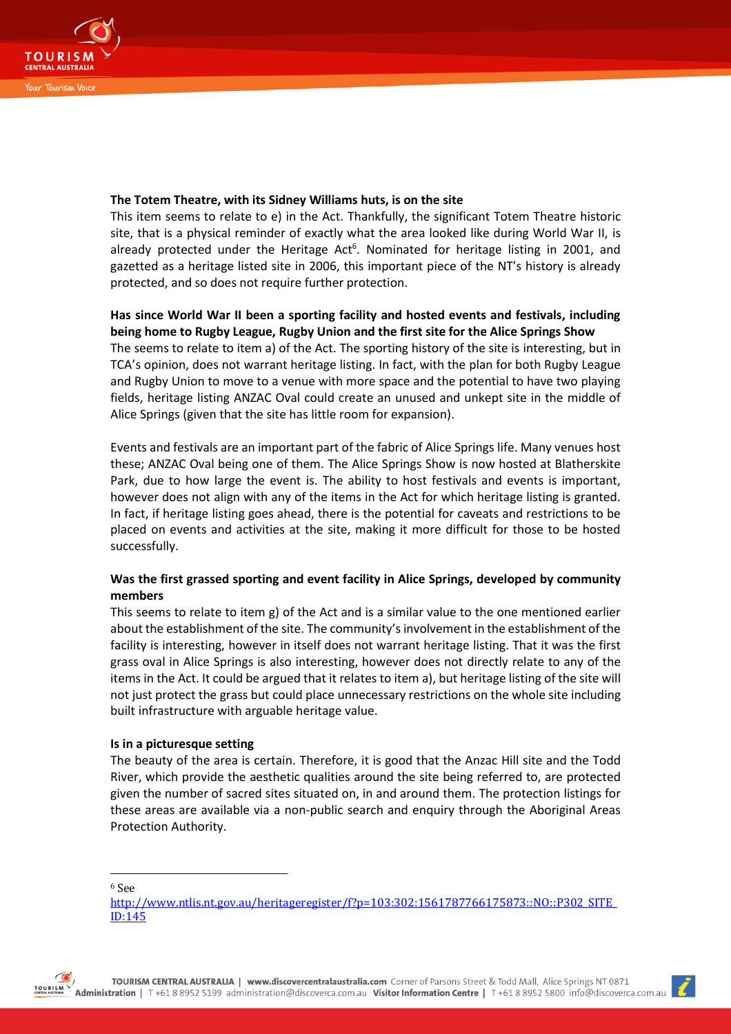**The Totem Theatre, with its Sidney Williams huts, is on the site**

This item seems to relate to e) in the Act. Thankfully, the significant Totem Theatre historic site, that is a physical reminder of exactly what the area looked like during World War II, is already protected under the Heritage Act[6]. Nominated for heritage listing in 2001, and gazetted as a heritage listed site in 2006, this important piece of the NT's history is already protected, and so does not require further protection.

**Has since World War II been a sporting facility and hosted events and festivals, including being home to Rugby League, Rugby Union and the first site for the Alice Springs Show**

The seems to relate to item a) of the Act. The sporting history of the site is interesting, but in TCA's opinion, does not warrant heritage listing. In fact, with the plan for both Rugby League and Rugby Union to move to a venue with more space and the potential to have two playing fields, heritage listing ANZAC Oval could create an unused and unkept site in the middle of Alice Springs (given that the site has little room for expansion).

Events and festivals are an important part of the fabric of Alice Springs life. Many venues host these; ANZAC Oval being one of them. The Alice Springs Show is now hosted at Blatherskite Park, due to how large the event is. The ability to host festivals and events is important, however does not align with any of the items in the Act for which heritage listing is granted. In fact, if heritage listing goes ahead, there is the potential for caveats and restrictions to be placed on events and activities at the site, making it more difficult for those to be hosted successfully.

**Was the first grassed sporting and event facility in Alice Springs, developed by community members**

This seems to relate to item g) of the Act and is a similar value to the one mentioned earlier about the establishment of the site. The community's involvement in the establishment of the facility is interesting, however in itself does not warrant heritage listing. That it was the first grass oval in Alice Springs is also interesting, however does not directly relate to any of the items in the Act. It could be argued that it relates to item a), but heritage listing of the site will not just protect the grass but could place unnecessary restrictions on the whole site including built infrastructure with arguable heritage value.

**Is in a picturesque setting**

The beauty of the area is certain. Therefore, it is good that the Anzac Hill site and the Todd River, which provide the aesthetic qualities around the site being referred to, are protected given the number of sacred sites situated on, in and around them. The protection listings for these areas are available via a non-public search and enquiry through the Aboriginal Areas Protection Authority.

---

[6] See http://www.ntlis.nt.gov.au/heritageregister/f?p=103:302:1561787766175873::NO::P302_SITE_ID:145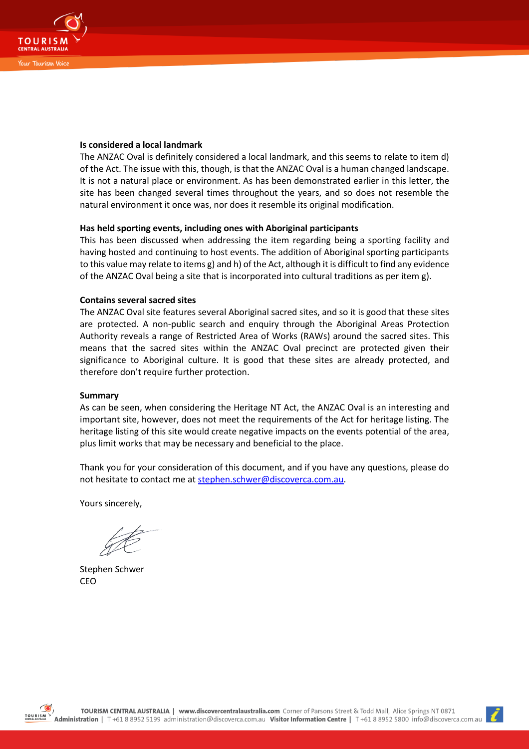**Is considered a local landmark**

The ANZAC Oval is definitely considered a local landmark, and this seems to relate to item d) of the Act. The issue with this, though, is that the ANZAC Oval is a human changed landscape. It is not a natural place or environment. As has been demonstrated earlier in this letter, the site has been changed several times throughout the years, and so does not resemble the natural environment it once was, nor does it resemble its original modification.

**Has held sporting events, including ones with Aboriginal participants**

This has been discussed when addressing the item regarding being a sporting facility and having hosted and continuing to host events. The addition of Aboriginal sporting participants to this value may relate to items g) and h) of the Act, although it is difficult to find any evidence of the ANZAC Oval being a site that is incorporated into cultural traditions as per item g).

**Contains several sacred sites**

The ANZAC Oval site features several Aboriginal sacred sites, and so it is good that these sites are protected. A non-public search and enquiry through the Aboriginal Areas Protection Authority reveals a range of Restricted Area of Works (RAWs) around the sacred sites. This means that the sacred sites within the ANZAC Oval precinct are protected given their significance to Aboriginal culture. It is good that these sites are already protected, and therefore don't require further protection.

**Summary**

As can be seen, when considering the Heritage NT Act, the ANZAC Oval is an interesting and important site, however, does not meet the requirements of the Act for heritage listing. The heritage listing of this site would create negative impacts on the events potential of the area, plus limit works that may be necessary and beneficial to the place.

Thank you for your consideration of this document, and if you have any questions, please do not hesitate to contact me at stephen.schwer@discoverca.com.au.

Yours sincerely,

Stephen Schwer
CEO